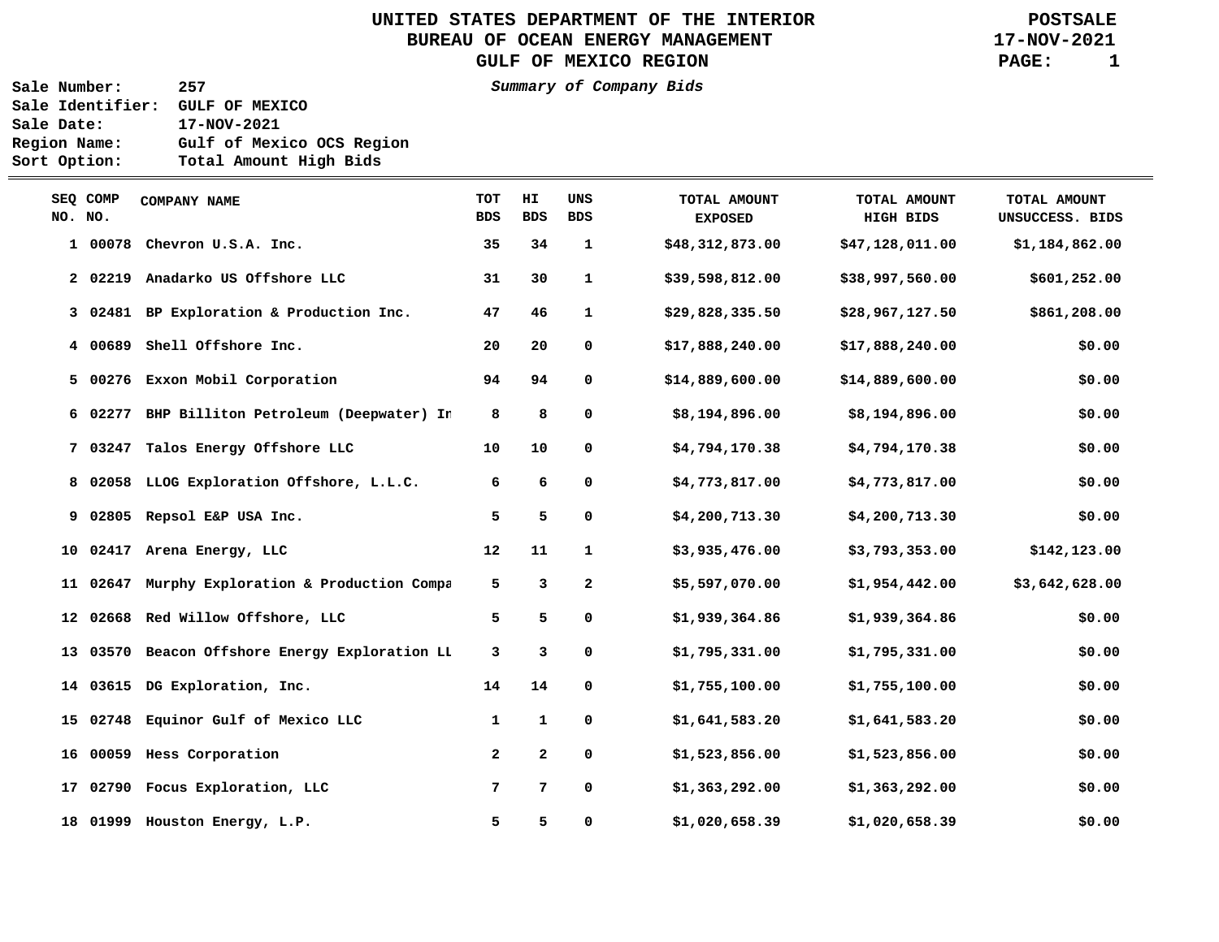# UNITED STATES DEPARTMENT OF THE INTERIOR
## BUREAU OF OCEAN ENERGY MANAGEMENT
## GULF OF MEXICO REGION

**POSTSALE**
**17-NOV-2021**

*Summary of Company Bids*

**Sale Number:** 257
**Sale Identifier:** GULF OF MEXICO
**Sale Date:** 17-NOV-2021
**Region Name:** Gulf of Mexico OCS Region
**Sort Option:** Total Amount High Bids

| SEQ NO. | COMP NO. | COMPANY NAME | TOT BDS | HI BDS | UNS BDS | TOTAL AMOUNT EXPOSED | TOTAL AMOUNT HIGH BIDS | TOTAL AMOUNT UNSUCCESS. BIDS |
|---|---|---|---|---|---|---|---|---|
| 1 | 00078 | Chevron U.S.A. Inc. | 35 | 34 | 1 | $48,312,873.00 | $47,128,011.00 | $1,184,862.00 |
| 2 | 02219 | Anadarko US Offshore LLC | 31 | 30 | 1 | $39,598,812.00 | $38,997,560.00 | $601,252.00 |
| 3 | 02481 | BP Exploration & Production Inc. | 47 | 46 | 1 | $29,828,335.50 | $28,967,127.50 | $861,208.00 |
| 4 | 00689 | Shell Offshore Inc. | 20 | 20 | 0 | $17,888,240.00 | $17,888,240.00 | $0.00 |
| 5 | 00276 | Exxon Mobil Corporation | 94 | 94 | 0 | $14,889,600.00 | $14,889,600.00 | $0.00 |
| 6 | 02277 | BHP Billiton Petroleum (Deepwater) In | 8 | 8 | 0 | $8,194,896.00 | $8,194,896.00 | $0.00 |
| 7 | 03247 | Talos Energy Offshore LLC | 10 | 10 | 0 | $4,794,170.38 | $4,794,170.38 | $0.00 |
| 8 | 02058 | LLOG Exploration Offshore, L.L.C. | 6 | 6 | 0 | $4,773,817.00 | $4,773,817.00 | $0.00 |
| 9 | 02805 | Repsol E&P USA Inc. | 5 | 5 | 0 | $4,200,713.30 | $4,200,713.30 | $0.00 |
| 10 | 02417 | Arena Energy, LLC | 12 | 11 | 1 | $3,935,476.00 | $3,793,353.00 | $142,123.00 |
| 11 | 02647 | Murphy Exploration & Production Compa | 5 | 3 | 2 | $5,597,070.00 | $1,954,442.00 | $3,642,628.00 |
| 12 | 02668 | Red Willow Offshore, LLC | 5 | 5 | 0 | $1,939,364.86 | $1,939,364.86 | $0.00 |
| 13 | 03570 | Beacon Offshore Energy Exploration LL | 3 | 3 | 0 | $1,795,331.00 | $1,795,331.00 | $0.00 |
| 14 | 03615 | DG Exploration, Inc. | 14 | 14 | 0 | $1,755,100.00 | $1,755,100.00 | $0.00 |
| 15 | 02748 | Equinor Gulf of Mexico LLC | 1 | 1 | 0 | $1,641,583.20 | $1,641,583.20 | $0.00 |
| 16 | 00059 | Hess Corporation | 2 | 2 | 0 | $1,523,856.00 | $1,523,856.00 | $0.00 |
| 17 | 02790 | Focus Exploration, LLC | 7 | 7 | 0 | $1,363,292.00 | $1,363,292.00 | $0.00 |
| 18 | 01999 | Houston Energy, L.P. | 5 | 5 | 0 | $1,020,658.39 | $1,020,658.39 | $0.00 |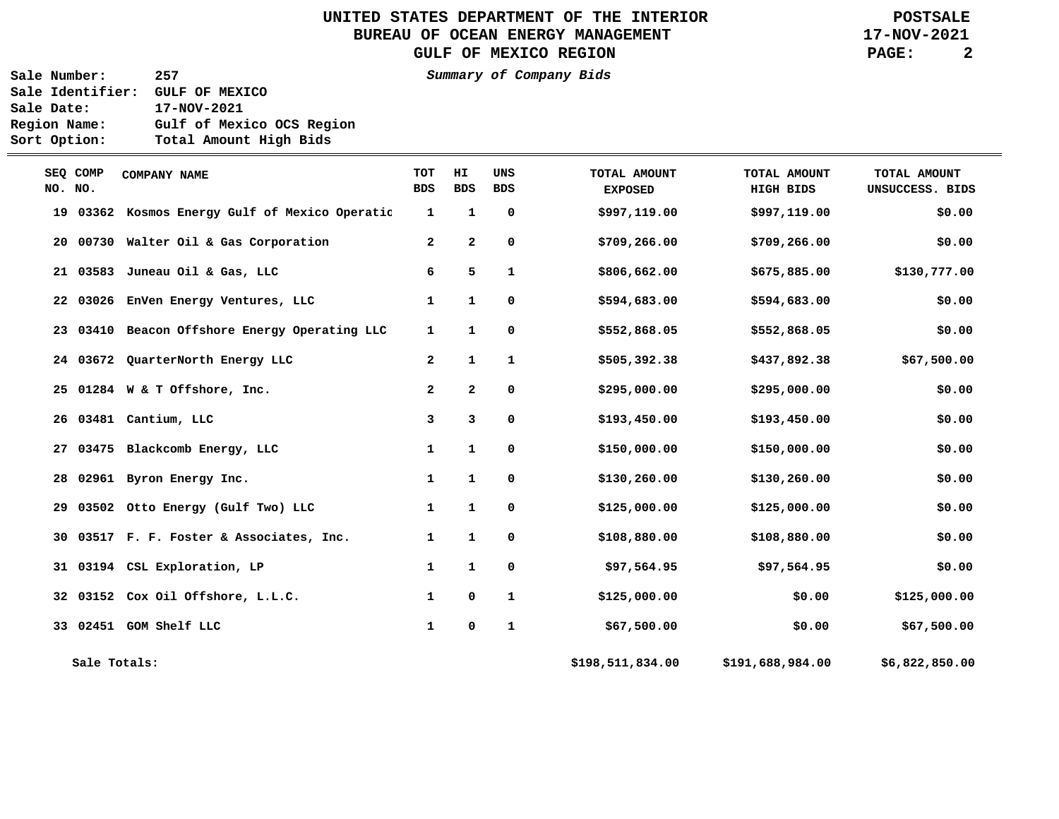# UNITED STATES DEPARTMENT OF THE INTERIOR
## BUREAU OF OCEAN ENERGY MANAGEMENT
## GULF OF MEXICO REGION

POSTSALE
17-NOV-2021

Sale Number: 257
Sale Identifier: GULF OF MEXICO
Sale Date: 17-NOV-2021
Region Name: Gulf of Mexico OCS Region
Sort Option: Total Amount High Bids

*Summary of Company Bids*

| SEQ NO. | COMP NO. | COMPANY NAME | TOT BDS | HI BDS | UNS BDS | TOTAL AMOUNT EXPOSED | TOTAL AMOUNT HIGH BIDS | TOTAL AMOUNT UNSUCCESS. BIDS |
|---|---|---|---|---|---|---|---|---|
| 19 | 03362 | Kosmos Energy Gulf of Mexico Operatic | 1 | 1 | 0 | $997,119.00 | $997,119.00 | $0.00 |
| 20 | 00730 | Walter Oil & Gas Corporation | 2 | 2 | 0 | $709,266.00 | $709,266.00 | $0.00 |
| 21 | 03583 | Juneau Oil & Gas, LLC | 6 | 5 | 1 | $806,662.00 | $675,885.00 | $130,777.00 |
| 22 | 03026 | EnVen Energy Ventures, LLC | 1 | 1 | 0 | $594,683.00 | $594,683.00 | $0.00 |
| 23 | 03410 | Beacon Offshore Energy Operating LLC | 1 | 1 | 0 | $552,868.05 | $552,868.05 | $0.00 |
| 24 | 03672 | QuarterNorth Energy LLC | 2 | 1 | 1 | $505,392.38 | $437,892.38 | $67,500.00 |
| 25 | 01284 | W & T Offshore, Inc. | 2 | 2 | 0 | $295,000.00 | $295,000.00 | $0.00 |
| 26 | 03481 | Cantium, LLC | 3 | 3 | 0 | $193,450.00 | $193,450.00 | $0.00 |
| 27 | 03475 | Blackcomb Energy, LLC | 1 | 1 | 0 | $150,000.00 | $150,000.00 | $0.00 |
| 28 | 02961 | Byron Energy Inc. | 1 | 1 | 0 | $130,260.00 | $130,260.00 | $0.00 |
| 29 | 03502 | Otto Energy (Gulf Two) LLC | 1 | 1 | 0 | $125,000.00 | $125,000.00 | $0.00 |
| 30 | 03517 | F. F. Foster & Associates, Inc. | 1 | 1 | 0 | $108,880.00 | $108,880.00 | $0.00 |
| 31 | 03194 | CSL Exploration, LP | 1 | 1 | 0 | $97,564.95 | $97,564.95 | $0.00 |
| 32 | 03152 | Cox Oil Offshore, L.L.C. | 1 | 0 | 1 | $125,000.00 | $0.00 | $125,000.00 |
| 33 | 02451 | GOM Shelf LLC | 1 | 0 | 1 | $67,500.00 | $0.00 | $67,500.00 |
| | | Sale Totals: | | | | $198,511,834.00 | $191,688,984.00 | $6,822,850.00 |